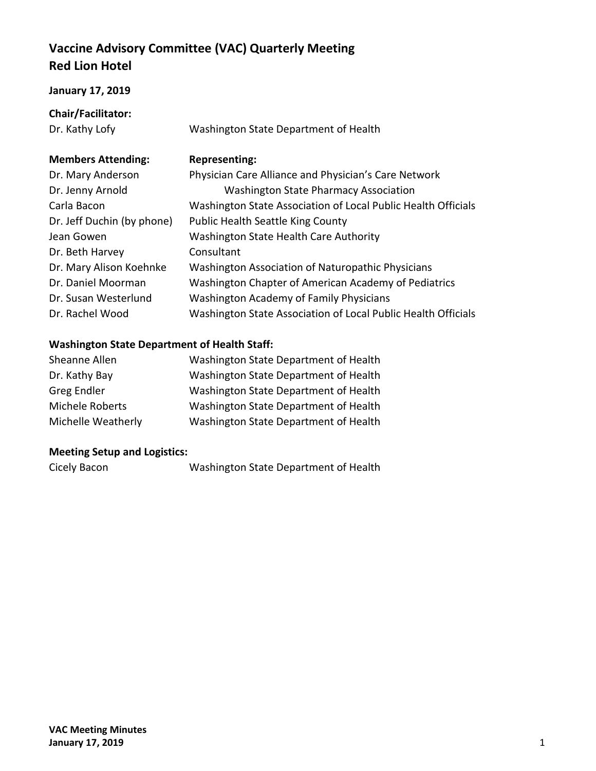# Vaccine Advisory Committee (VAC) Quarterly Meeting
# Red Lion Hotel

**January 17, 2019**

**Chair/Facilitator:**

| | |
|---|---|
| Dr. Kathy Lofy | Washington State Department of Health |

| **Members Attending:** | **Representing:** |
|---|---|
| Dr. Mary Anderson | Physician Care Alliance and Physician's Care Network |
| Dr. Jenny Arnold | Washington State Pharmacy Association |
| Carla Bacon | Washington State Association of Local Public Health Officials |
| Dr. Jeff Duchin (by phone) | Public Health Seattle King County |
| Jean Gowen | Washington State Health Care Authority |
| Dr. Beth Harvey | Consultant |
| Dr. Mary Alison Koehnke | Washington Association of Naturopathic Physicians |
| Dr. Daniel Moorman | Washington Chapter of American Academy of Pediatrics |
| Dr. Susan Westerlund | Washington Academy of Family Physicians |
| Dr. Rachel Wood | Washington State Association of Local Public Health Officials |

**Washington State Department of Health Staff:**

| | |
|---|---|
| Sheanne Allen | Washington State Department of Health |
| Dr. Kathy Bay | Washington State Department of Health |
| Greg Endler | Washington State Department of Health |
| Michele Roberts | Washington State Department of Health |
| Michelle Weatherly | Washington State Department of Health |

**Meeting Setup and Logistics:**

| | |
|---|---|
| Cicely Bacon | Washington State Department of Health |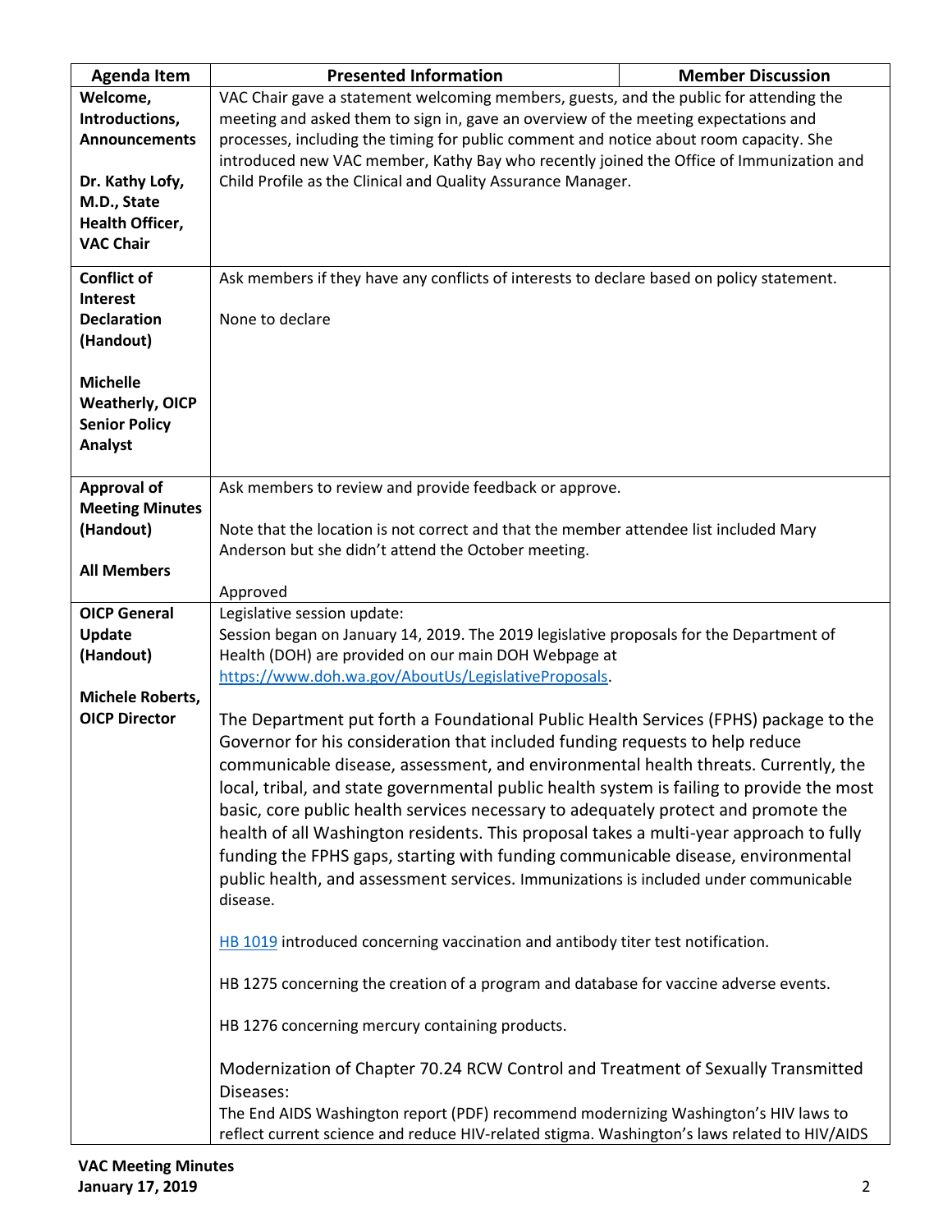| Agenda Item | Presented Information | Member Discussion |
|---|---|---|
| **Welcome, Introductions, Announcements**<br><br>**Dr. Kathy Lofy, M.D., State Health Officer, VAC Chair** | VAC Chair gave a statement welcoming members, guests, and the public for attending the meeting and asked them to sign in, gave an overview of the meeting expectations and processes, including the timing for public comment and notice about room capacity. She introduced new VAC member, Kathy Bay who recently joined the Office of Immunization and Child Profile as the Clinical and Quality Assurance Manager. | |
| **Conflict of Interest Declaration (Handout)**<br><br>**Michelle Weatherly, OICP Senior Policy Analyst** | Ask members if they have any conflicts of interests to declare based on policy statement.<br><br>None to declare | |
| **Approval of Meeting Minutes (Handout)**<br><br>**All Members** | Ask members to review and provide feedback or approve.<br><br>Note that the location is not correct and that the member attendee list included Mary Anderson but she didn't attend the October meeting.<br><br>Approved | |
| **OICP General Update (Handout)**<br><br>**Michele Roberts, OICP Director** | Legislative session update:<br>Session began on January 14, 2019. The 2019 legislative proposals for the Department of Health (DOH) are provided on our main DOH Webpage at [https://www.doh.wa.gov/AboutUs/LegislativeProposals](https://www.doh.wa.gov/AboutUs/LegislativeProposals).<br><br>The Department put forth a Foundational Public Health Services (FPHS) package to the Governor for his consideration that included funding requests to help reduce communicable disease, assessment, and environmental health threats. Currently, the local, tribal, and state governmental public health system is failing to provide the most basic, core public health services necessary to adequately protect and promote the health of all Washington residents. This proposal takes a multi-year approach to fully funding the FPHS gaps, starting with funding communicable disease, environmental public health, and assessment services. Immunizations is included under communicable disease.<br><br>HB 1019 introduced concerning vaccination and antibody titer test notification.<br><br>HB 1275 concerning the creation of a program and database for vaccine adverse events.<br><br>HB 1276 concerning mercury containing products.<br><br>Modernization of Chapter 70.24 RCW Control and Treatment of Sexually Transmitted Diseases:<br>The End AIDS Washington report (PDF) recommend modernizing Washington's HIV laws to reflect current science and reduce HIV-related stigma. Washington's laws related to HIV/AIDS | |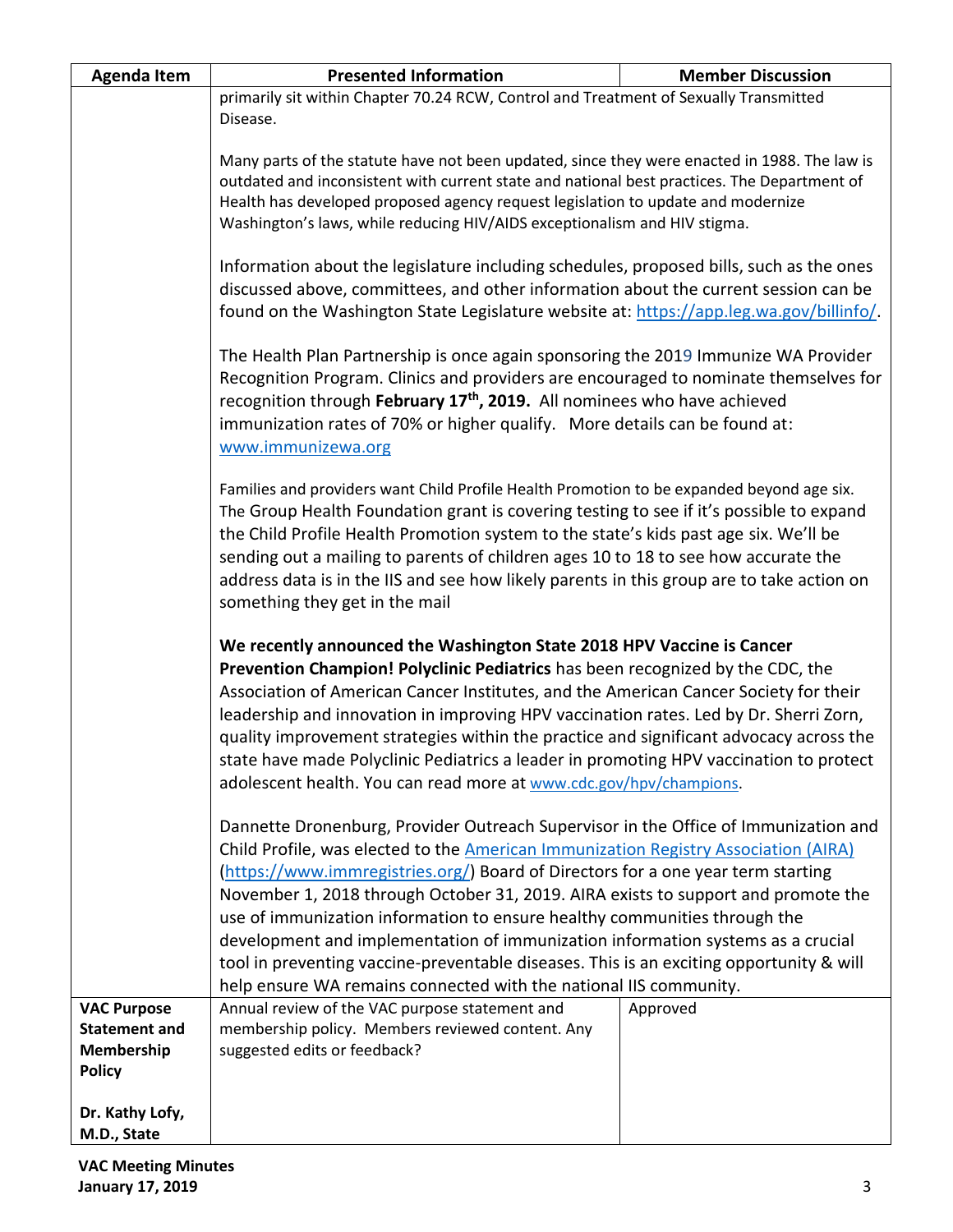| Agenda Item | Presented Information | Member Discussion |
|---|---|---|
| | primarily sit within Chapter 70.24 RCW, Control and Treatment of Sexually Transmitted Disease.<br><br>Many parts of the statute have not been updated, since they were enacted in 1988. The law is outdated and inconsistent with current state and national best practices. The Department of Health has developed proposed agency request legislation to update and modernize Washington's laws, while reducing HIV/AIDS exceptionalism and HIV stigma.<br><br>Information about the legislature including schedules, proposed bills, such as the ones discussed above, committees, and other information about the current session can be found on the Washington State Legislature website at: https://app.leg.wa.gov/billinfo/.<br><br>The Health Plan Partnership is once again sponsoring the 2019 Immunize WA Provider Recognition Program. Clinics and providers are encouraged to nominate themselves for recognition through **February 17th, 2019.** All nominees who have achieved immunization rates of 70% or higher qualify. More details can be found at: www.immunizewa.org<br><br>Families and providers want Child Profile Health Promotion to be expanded beyond age six. The Group Health Foundation grant is covering testing to see if it's possible to expand the Child Profile Health Promotion system to the state's kids past age six. We'll be sending out a mailing to parents of children ages 10 to 18 to see how accurate the address data is in the IIS and see how likely parents in this group are to take action on something they get in the mail<br><br>**We recently announced the Washington State 2018 HPV Vaccine is Cancer Prevention Champion! Polyclinic Pediatrics** has been recognized by the CDC, the Association of American Cancer Institutes, and the American Cancer Society for their leadership and innovation in improving HPV vaccination rates. Led by Dr. Sherri Zorn, quality improvement strategies within the practice and significant advocacy across the state have made Polyclinic Pediatrics a leader in promoting HPV vaccination to protect adolescent health. You can read more at www.cdc.gov/hpv/champions.<br><br>Dannette Dronenburg, Provider Outreach Supervisor in the Office of Immunization and Child Profile, was elected to the American Immunization Registry Association (AIRA) (https://www.immregistries.org/) Board of Directors for a one year term starting November 1, 2018 through October 31, 2019. AIRA exists to support and promote the use of immunization information to ensure healthy communities through the development and implementation of immunization information systems as a crucial tool in preventing vaccine-preventable diseases. This is an exciting opportunity & will help ensure WA remains connected with the national IIS community. | |
| **VAC Purpose Statement and Membership Policy**<br><br>**Dr. Kathy Lofy, M.D., State** | Annual review of the VAC purpose statement and membership policy. Members reviewed content. Any suggested edits or feedback? | Approved |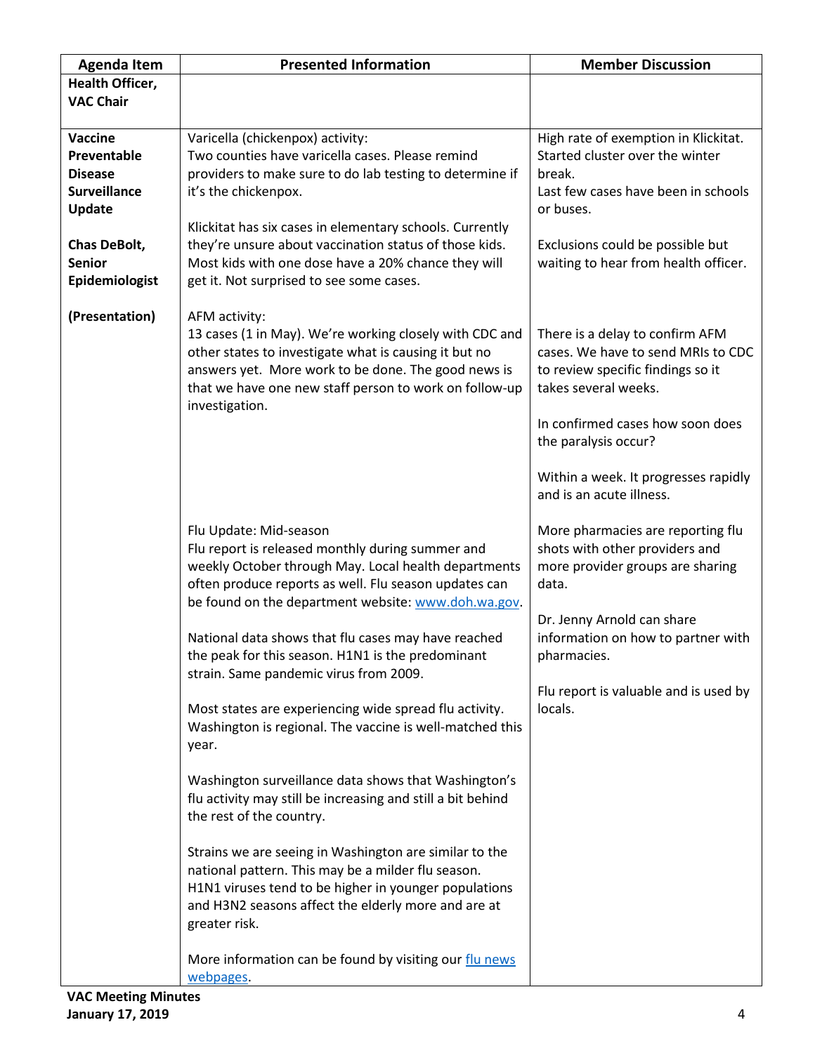| Agenda Item | Presented Information | Member Discussion |
|---|---|---|
| **Health Officer, VAC Chair** | | |
| **Vaccine Preventable Disease Surveillance Update**<br><br>**Chas DeBolt, Senior Epidemiologist**<br><br>**(Presentation)** | Varicella (chickenpox) activity:<br>Two counties have varicella cases. Please remind providers to make sure to do lab testing to determine if it's the chickenpox.<br><br>Klickitat has six cases in elementary schools. Currently they're unsure about vaccination status of those kids. Most kids with one dose have a 20% chance they will get it. Not surprised to see some cases. | High rate of exemption in Klickitat. Started cluster over the winter break.<br>Last few cases have been in schools or buses.<br><br>Exclusions could be possible but waiting to hear from health officer. |
| | AFM activity:<br>13 cases (1 in May). We're working closely with CDC and other states to investigate what is causing it but no answers yet. More work to be done. The good news is that we have one new staff person to work on follow-up investigation. | There is a delay to confirm AFM cases. We have to send MRIs to CDC to review specific findings so it takes several weeks.<br><br>In confirmed cases how soon does the paralysis occur?<br><br>Within a week. It progresses rapidly and is an acute illness. |
| | Flu Update: Mid-season<br>Flu report is released monthly during summer and weekly October through May. Local health departments often produce reports as well. Flu season updates can be found on the department website: [www.doh.wa.gov](www.doh.wa.gov).<br><br>National data shows that flu cases may have reached the peak for this season. H1N1 is the predominant strain. Same pandemic virus from 2009.<br><br>Most states are experiencing wide spread flu activity. Washington is regional. The vaccine is well-matched this year.<br><br>Washington surveillance data shows that Washington's flu activity may still be increasing and still a bit behind the rest of the country.<br><br>Strains we are seeing in Washington are similar to the national pattern. This may be a milder flu season. H1N1 viruses tend to be higher in younger populations and H3N2 seasons affect the elderly more and are at greater risk.<br><br>More information can be found by visiting our flu news webpages. | More pharmacies are reporting flu shots with other providers and more provider groups are sharing data.<br><br>Dr. Jenny Arnold can share information on how to partner with pharmacies.<br><br>Flu report is valuable and is used by locals. |

**VAC Meeting Minutes**
**January 17, 2019**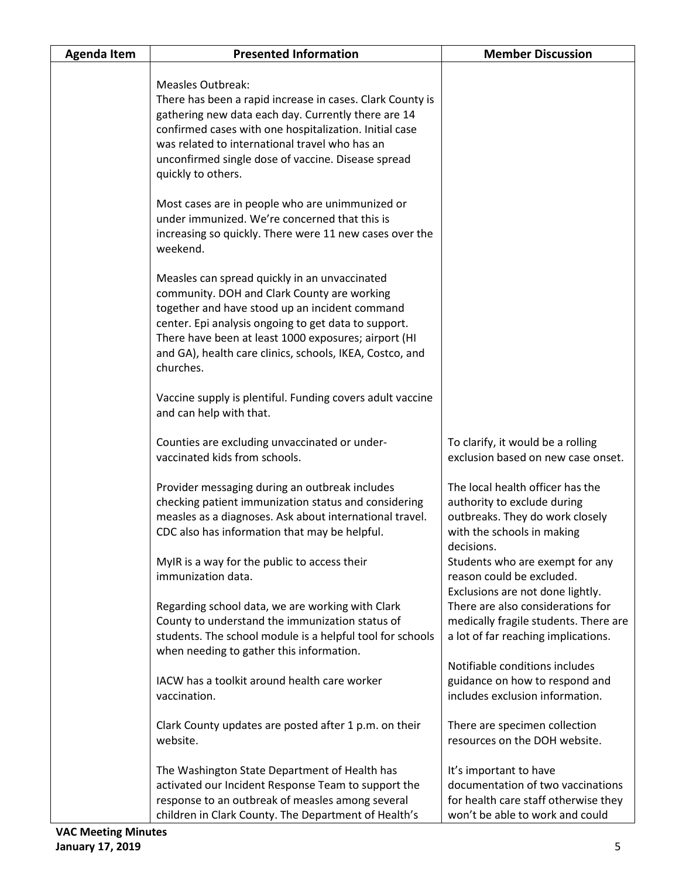| Agenda Item | Presented Information | Member Discussion |
|---|---|---|
| | Measles Outbreak:<br>There has been a rapid increase in cases. Clark County is gathering new data each day. Currently there are 14 confirmed cases with one hospitalization. Initial case was related to international travel who has an unconfirmed single dose of vaccine. Disease spread quickly to others.<br><br>Most cases are in people who are unimmunized or under immunized. We're concerned that this is increasing so quickly. There were 11 new cases over the weekend.<br><br>Measles can spread quickly in an unvaccinated community. DOH and Clark County are working together and have stood up an incident command center. Epi analysis ongoing to get data to support. There have been at least 1000 exposures; airport (HI and GA), health care clinics, schools, IKEA, Costco, and churches.<br><br>Vaccine supply is plentiful. Funding covers adult vaccine and can help with that. | |
| | Counties are excluding unvaccinated or under-vaccinated kids from schools.<br><br>Provider messaging during an outbreak includes checking patient immunization status and considering measles as a diagnoses. Ask about international travel. CDC also has information that may be helpful.<br><br>MyIR is a way for the public to access their immunization data.<br><br>Regarding school data, we are working with Clark County to understand the immunization status of students. The school module is a helpful tool for schools when needing to gather this information.<br><br>IACW has a toolkit around health care worker vaccination.<br><br>Clark County updates are posted after 1 p.m. on their website.<br><br>The Washington State Department of Health has activated our Incident Response Team to support the response to an outbreak of measles among several children in Clark County. The Department of Health's | To clarify, it would be a rolling exclusion based on new case onset.<br><br>The local health officer has the authority to exclude during outbreaks. They do work closely with the schools in making decisions.<br>Students who are exempt for any reason could be excluded.<br>Exclusions are not done lightly.<br>There are also considerations for medically fragile students. There are a lot of far reaching implications.<br><br>Notifiable conditions includes guidance on how to respond and includes exclusion information.<br><br>There are specimen collection resources on the DOH website.<br><br>It's important to have documentation of two vaccinations for health care staff otherwise they won't be able to work and could |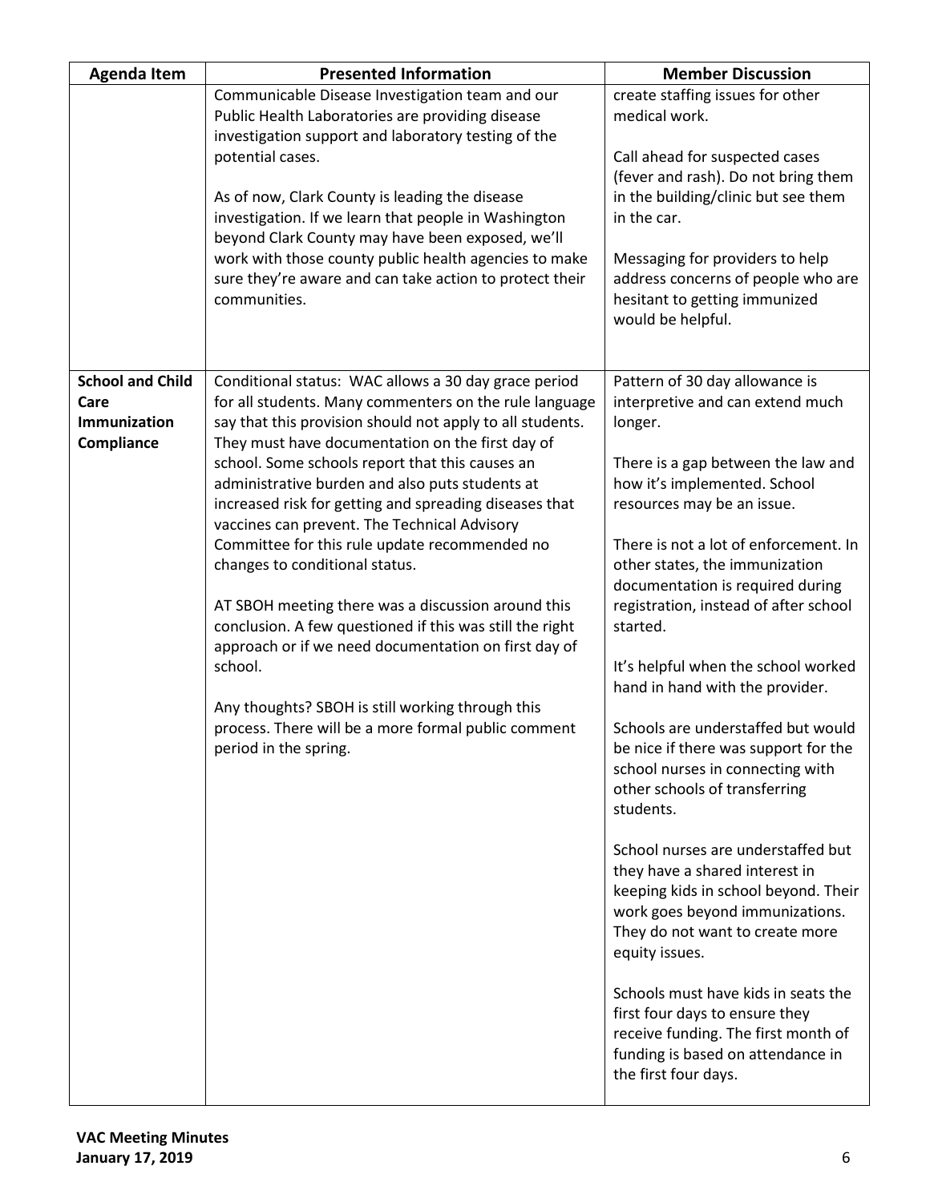| Agenda Item | Presented Information | Member Discussion |
| --- | --- | --- |
| | Communicable Disease Investigation team and our Public Health Laboratories are providing disease investigation support and laboratory testing of the potential cases.<br><br>As of now, Clark County is leading the disease investigation. If we learn that people in Washington beyond Clark County may have been exposed, we'll work with those county public health agencies to make sure they're aware and can take action to protect their communities. | create staffing issues for other medical work.<br><br>Call ahead for suspected cases (fever and rash). Do not bring them in the building/clinic but see them in the car.<br><br>Messaging for providers to help address concerns of people who are hesitant to getting immunized would be helpful. |
| **School and Child Care Immunization Compliance** | Conditional status: WAC allows a 30 day grace period for all students. Many commenters on the rule language say that this provision should not apply to all students. They must have documentation on the first day of school. Some schools report that this causes an administrative burden and also puts students at increased risk for getting and spreading diseases that vaccines can prevent. The Technical Advisory Committee for this rule update recommended no changes to conditional status.<br><br>AT SBOH meeting there was a discussion around this conclusion. A few questioned if this was still the right approach or if we need documentation on first day of school.<br><br>Any thoughts? SBOH is still working through this process. There will be a more formal public comment period in the spring. | Pattern of 30 day allowance is interpretive and can extend much longer.<br><br>There is a gap between the law and how it's implemented. School resources may be an issue.<br><br>There is not a lot of enforcement. In other states, the immunization documentation is required during registration, instead of after school started.<br><br>It's helpful when the school worked hand in hand with the provider.<br><br>Schools are understaffed but would be nice if there was support for the school nurses in connecting with other schools of transferring students.<br><br>School nurses are understaffed but they have a shared interest in keeping kids in school beyond. Their work goes beyond immunizations. They do not want to create more equity issues.<br><br>Schools must have kids in seats the first four days to ensure they receive funding. The first month of funding is based on attendance in the first four days. |

**VAC Meeting Minutes**
**January 17, 2019**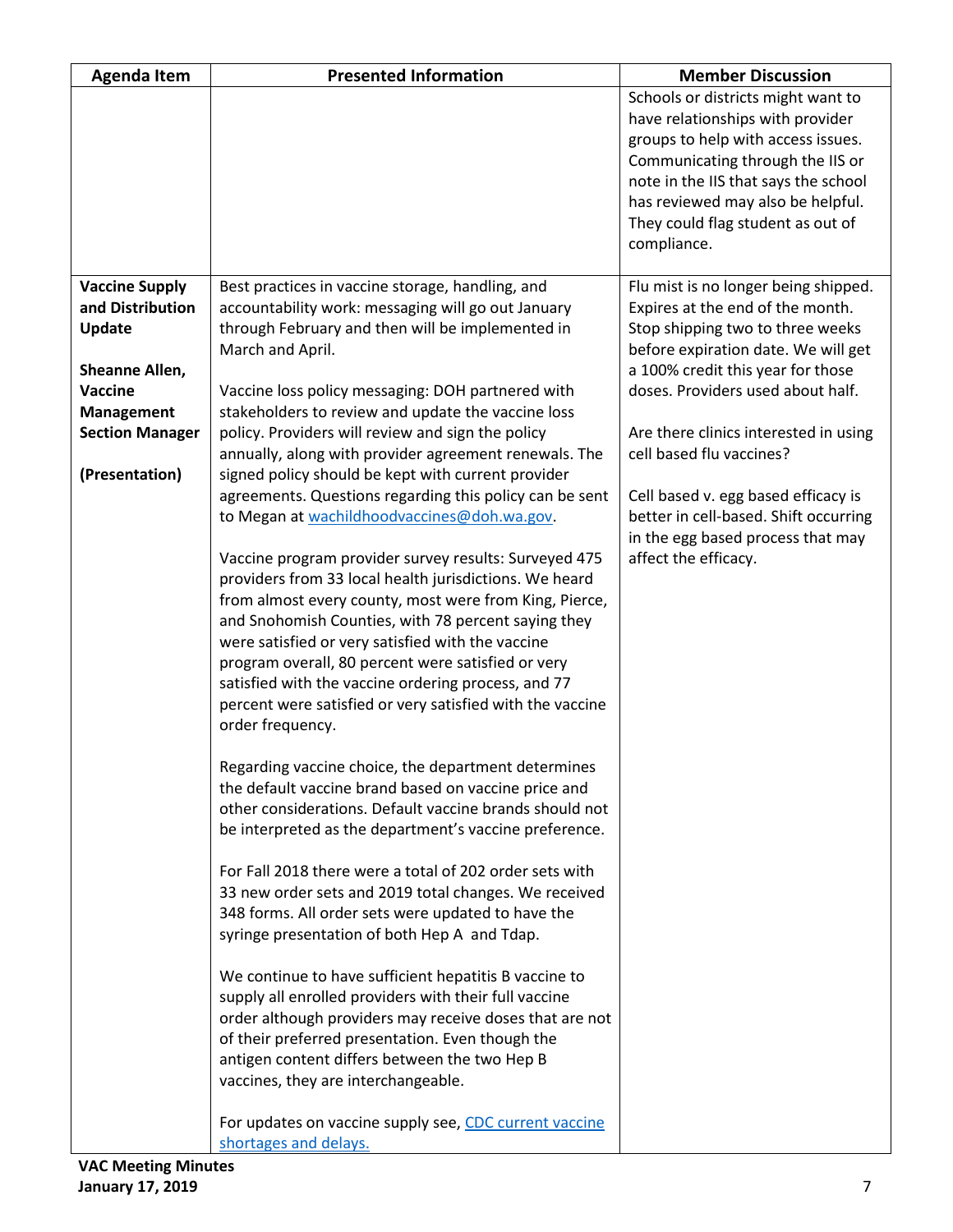| Agenda Item | Presented Information | Member Discussion |
|---|---|---|
| | | Schools or districts might want to have relationships with provider groups to help with access issues. Communicating through the IIS or note in the IIS that says the school has reviewed may also be helpful. They could flag student as out of compliance. |
| **Vaccine Supply and Distribution Update**<br><br>**Sheanne Allen, Vaccine Management Section Manager**<br><br>**(Presentation)** | Best practices in vaccine storage, handling, and accountability work: messaging will go out January through February and then will be implemented in March and April.<br><br>Vaccine loss policy messaging: DOH partnered with stakeholders to review and update the vaccine loss policy. Providers will review and sign the policy annually, along with provider agreement renewals. The signed policy should be kept with current provider agreements. Questions regarding this policy can be sent to Megan at [wachildhoodvaccines@doh.wa.gov](mailto:wachildhoodvaccines@doh.wa.gov).<br><br>Vaccine program provider survey results: Surveyed 475 providers from 33 local health jurisdictions. We heard from almost every county, most were from King, Pierce, and Snohomish Counties, with 78 percent saying they were satisfied or very satisfied with the vaccine program overall, 80 percent were satisfied or very satisfied with the vaccine ordering process, and 77 percent were satisfied or very satisfied with the vaccine order frequency.<br><br>Regarding vaccine choice, the department determines the default vaccine brand based on vaccine price and other considerations. Default vaccine brands should not be interpreted as the department's vaccine preference.<br><br>For Fall 2018 there were a total of 202 order sets with 33 new order sets and 2019 total changes. We received 348 forms. All order sets were updated to have the syringe presentation of both Hep A and Tdap.<br><br>We continue to have sufficient hepatitis B vaccine to supply all enrolled providers with their full vaccine order although providers may receive doses that are not of their preferred presentation. Even though the antigen content differs between the two Hep B vaccines, they are interchangeable.<br><br>For updates on vaccine supply see, [CDC current vaccine shortages and delays.]() | Flu mist is no longer being shipped. Expires at the end of the month. Stop shipping two to three weeks before expiration date. We will get a 100% credit this year for those doses. Providers used about half.<br><br>Are there clinics interested in using cell based flu vaccines?<br><br>Cell based v. egg based efficacy is better in cell-based. Shift occurring in the egg based process that may affect the efficacy. |

**VAC Meeting Minutes**
**January 17, 2019**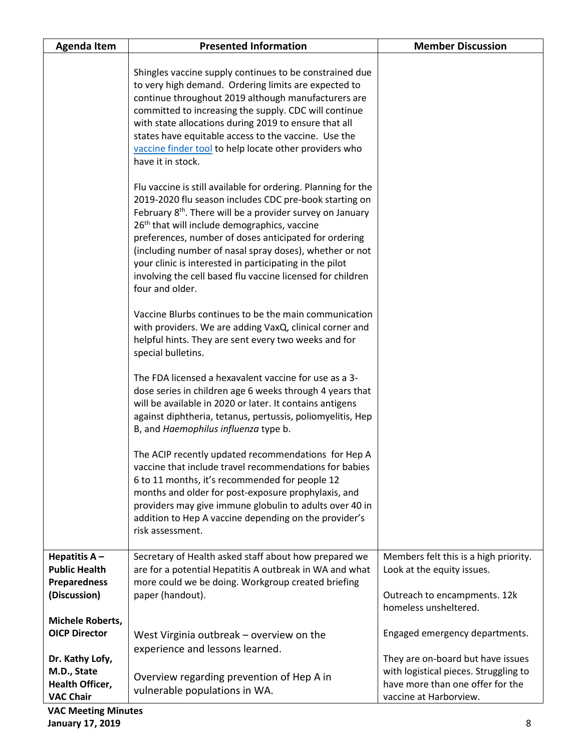| Agenda Item | Presented Information | Member Discussion |
|---|---|---|
| | Shingles vaccine supply continues to be constrained due to very high demand. Ordering limits are expected to continue throughout 2019 although manufacturers are committed to increasing the supply. CDC will continue with state allocations during 2019 to ensure that all states have equitable access to the vaccine. Use the vaccine finder tool to help locate other providers who have it in stock.<br><br>Flu vaccine is still available for ordering. Planning for the 2019-2020 flu season includes CDC pre-book starting on February 8th. There will be a provider survey on January 26th that will include demographics, vaccine preferences, number of doses anticipated for ordering (including number of nasal spray doses), whether or not your clinic is interested in participating in the pilot involving the cell based flu vaccine licensed for children four and older.<br><br>Vaccine Blurbs continues to be the main communication with providers. We are adding VaxQ, clinical corner and helpful hints. They are sent every two weeks and for special bulletins.<br><br>The FDA licensed a hexavalent vaccine for use as a 3-dose series in children age 6 weeks through 4 years that will be available in 2020 or later. It contains antigens against diphtheria, tetanus, pertussis, poliomyelitis, Hep B, and *Haemophilus influenza* type b.<br><br>The ACIP recently updated recommendations for Hep A vaccine that include travel recommendations for babies 6 to 11 months, it's recommended for people 12 months and older for post-exposure prophylaxis, and providers may give immune globulin to adults over 40 in addition to Hep A vaccine depending on the provider's risk assessment. | |
| **Hepatitis A – Public Health Preparedness (Discussion)**<br><br>**Michele Roberts, OICP Director**<br><br>**Dr. Kathy Lofy, M.D., State Health Officer, VAC Chair** | Secretary of Health asked staff about how prepared we are for a potential Hepatitis A outbreak in WA and what more could we be doing. Workgroup created briefing paper (handout).<br><br>West Virginia outbreak – overview on the experience and lessons learned.<br><br>Overview regarding prevention of Hep A in vulnerable populations in WA. | Members felt this is a high priority. Look at the equity issues.<br><br>Outreach to encampments. 12k homeless unsheltered.<br><br>Engaged emergency departments.<br><br>They are on-board but have issues with logistical pieces. Struggling to have more than one offer for the vaccine at Harborview. |

**VAC Meeting Minutes**
**January 17, 2019**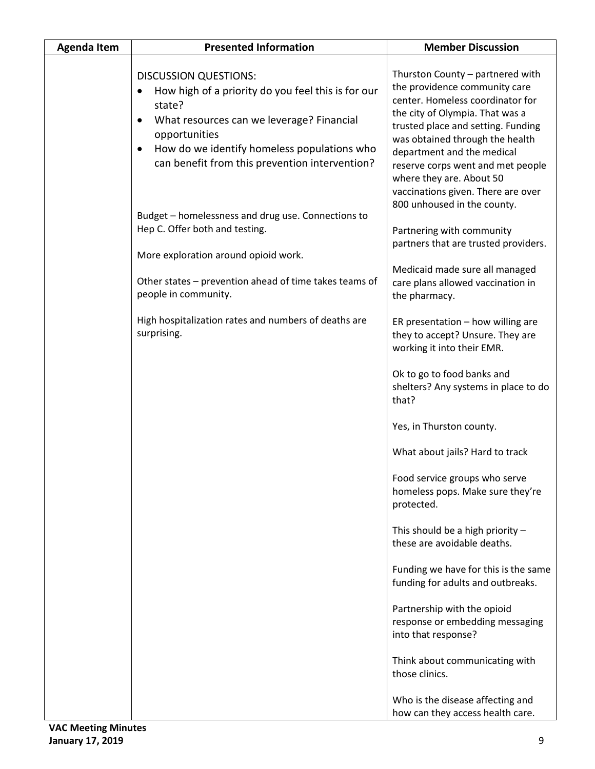| Agenda Item | Presented Information | Member Discussion |
|---|---|---|
| | DISCUSSION QUESTIONS:<br>• How high of a priority do you feel this is for our state?<br>• What resources can we leverage? Financial opportunities<br>• How do we identify homeless populations who can benefit from this prevention intervention?<br><br>Budget – homelessness and drug use. Connections to Hep C. Offer both and testing.<br><br>More exploration around opioid work.<br><br>Other states – prevention ahead of time takes teams of people in community.<br><br>High hospitalization rates and numbers of deaths are surprising. | Thurston County – partnered with the providence community care center. Homeless coordinator for the city of Olympia. That was a trusted place and setting. Funding was obtained through the health department and the medical reserve corps went and met people where they are. About 50 vaccinations given. There are over 800 unhoused in the county.<br><br>Partnering with community partners that are trusted providers.<br><br>Medicaid made sure all managed care plans allowed vaccination in the pharmacy.<br><br>ER presentation – how willing are they to accept? Unsure. They are working it into their EMR.<br><br>Ok to go to food banks and shelters? Any systems in place to do that?<br><br>Yes, in Thurston county.<br><br>What about jails? Hard to track<br><br>Food service groups who serve homeless pops. Make sure they're protected.<br><br>This should be a high priority – these are avoidable deaths.<br><br>Funding we have for this is the same funding for adults and outbreaks.<br><br>Partnership with the opioid response or embedding messaging into that response?<br><br>Think about communicating with those clinics.<br><br>Who is the disease affecting and how can they access health care. |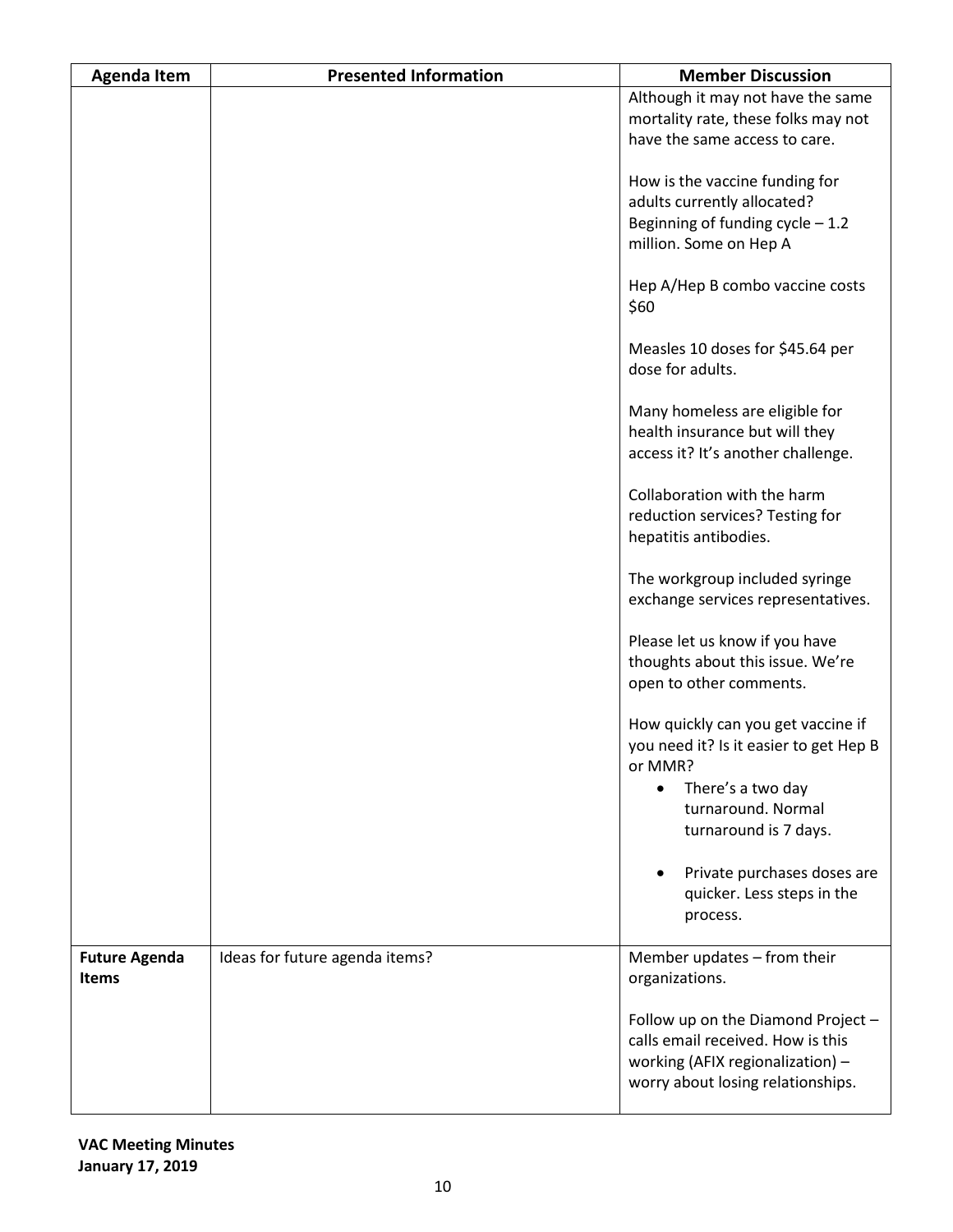| Agenda Item | Presented Information | Member Discussion |
|---|---|---|
| | | Although it may not have the same mortality rate, these folks may not have the same access to care.<br><br>How is the vaccine funding for adults currently allocated? Beginning of funding cycle – 1.2 million. Some on Hep A<br><br>Hep A/Hep B combo vaccine costs $60<br><br>Measles 10 doses for $45.64 per dose for adults.<br><br>Many homeless are eligible for health insurance but will they access it? It's another challenge.<br><br>Collaboration with the harm reduction services? Testing for hepatitis antibodies.<br><br>The workgroup included syringe exchange services representatives.<br><br>Please let us know if you have thoughts about this issue. We're open to other comments.<br><br>How quickly can you get vaccine if you need it? Is it easier to get Hep B or MMR?<br>• There's a two day turnaround. Normal turnaround is 7 days.<br>• Private purchases doses are quicker. Less steps in the process. |
| **Future Agenda Items** | Ideas for future agenda items? | Member updates – from their organizations.<br><br>Follow up on the Diamond Project – calls email received. How is this working (AFIX regionalization) – worry about losing relationships. |

**VAC Meeting Minutes**
**January 17, 2019**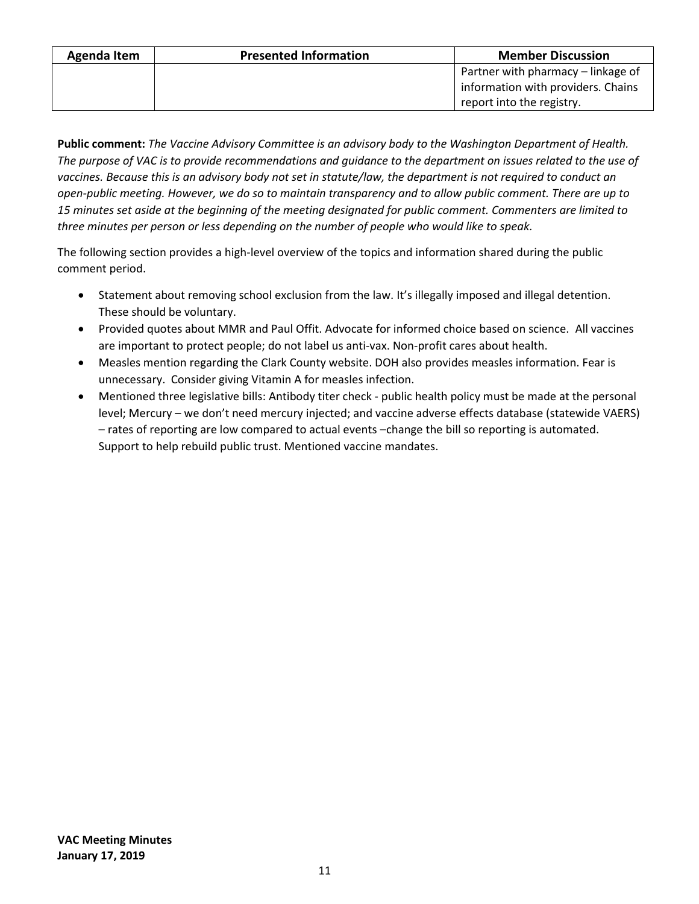| Agenda Item | Presented Information | Member Discussion |
| --- | --- | --- |
| | | Partner with pharmacy – linkage of information with providers. Chains report into the registry. |

**Public comment:** *The Vaccine Advisory Committee is an advisory body to the Washington Department of Health. The purpose of VAC is to provide recommendations and guidance to the department on issues related to the use of vaccines. Because this is an advisory body not set in statute/law, the department is not required to conduct an open-public meeting. However, we do so to maintain transparency and to allow public comment. There are up to 15 minutes set aside at the beginning of the meeting designated for public comment. Commenters are limited to three minutes per person or less depending on the number of people who would like to speak.*

The following section provides a high-level overview of the topics and information shared during the public comment period.

- Statement about removing school exclusion from the law. It's illegally imposed and illegal detention. These should be voluntary.
- Provided quotes about MMR and Paul Offit. Advocate for informed choice based on science. All vaccines are important to protect people; do not label us anti-vax. Non-profit cares about health.
- Measles mention regarding the Clark County website. DOH also provides measles information. Fear is unnecessary. Consider giving Vitamin A for measles infection.
- Mentioned three legislative bills: Antibody titer check - public health policy must be made at the personal level; Mercury – we don't need mercury injected; and vaccine adverse effects database (statewide VAERS) – rates of reporting are low compared to actual events –change the bill so reporting is automated. Support to help rebuild public trust. Mentioned vaccine mandates.

**VAC Meeting Minutes**
**January 17, 2019**